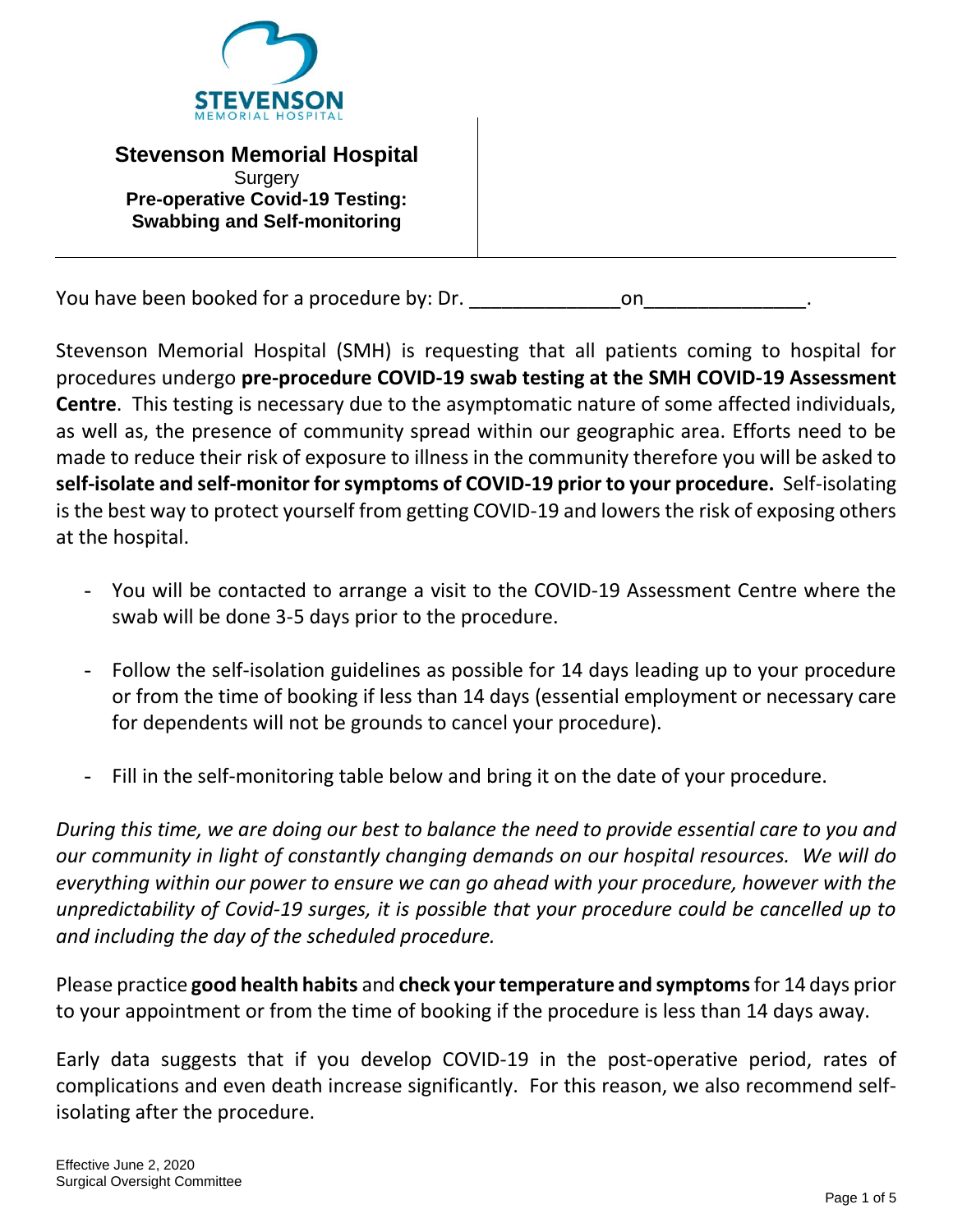# Stevenson Memorial Hospital

Surgery

**Pre-operative Covid-19 Testing: Swabbing and Self-monitoring**

You have been booked for a procedure by: Dr. ______________ on_______________.

Stevenson Memorial Hospital (SMH) is requesting that all patients coming to hospital for procedures undergo **pre-procedure COVID-19 swab testing at the SMH COVID-19 Assessment Centre**. This testing is necessary due to the asymptomatic nature of some affected individuals, as well as, the presence of community spread within our geographic area. Efforts need to be made to reduce their risk of exposure to illness in the community therefore you will be asked to **self-isolate and self-monitor for symptoms of COVID-19 prior to your procedure.** Self-isolating is the best way to protect yourself from getting COVID-19 and lowers the risk of exposing others at the hospital.

- You will be contacted to arrange a visit to the COVID-19 Assessment Centre where the swab will be done 3-5 days prior to the procedure.
- Follow the self-isolation guidelines as possible for 14 days leading up to your procedure or from the time of booking if less than 14 days (essential employment or necessary care for dependents will not be grounds to cancel your procedure).
- Fill in the self-monitoring table below and bring it on the date of your procedure.

*During this time, we are doing our best to balance the need to provide essential care to you and our community in light of constantly changing demands on our hospital resources. We will do everything within our power to ensure we can go ahead with your procedure, however with the unpredictability of Covid-19 surges, it is possible that your procedure could be cancelled up to and including the day of the scheduled procedure.*

Please practice **good health habits** and **check your temperature and symptoms** for 14 days prior to your appointment or from the time of booking if the procedure is less than 14 days away.

Early data suggests that if you develop COVID-19 in the post-operative period, rates of complications and even death increase significantly. For this reason, we also recommend self-isolating after the procedure.

Effective June 2, 2020
Surgical Oversight Committee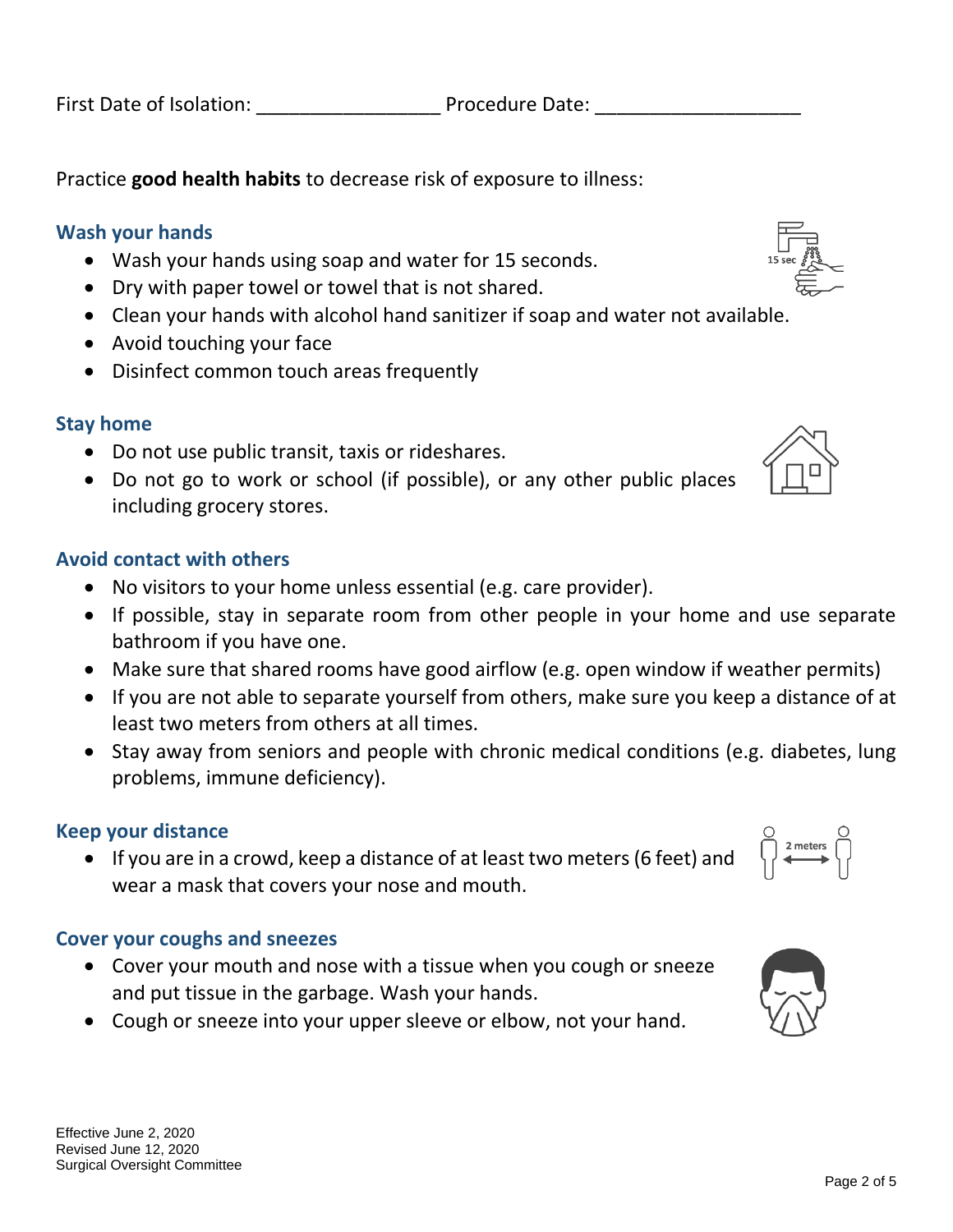First Date of Isolation: _________________ Procedure Date: ___________________

Practice **good health habits** to decrease risk of exposure to illness:

### Wash your hands

- Wash your hands using soap and water for 15 seconds.
- Dry with paper towel or towel that is not shared.
- Clean your hands with alcohol hand sanitizer if soap and water not available.
- Avoid touching your face
- Disinfect common touch areas frequently

### Stay home

- Do not use public transit, taxis or rideshares.
- Do not go to work or school (if possible), or any other public places including grocery stores.

### Avoid contact with others

- No visitors to your home unless essential (e.g. care provider).
- If possible, stay in separate room from other people in your home and use separate bathroom if you have one.
- Make sure that shared rooms have good airflow (e.g. open window if weather permits)
- If you are not able to separate yourself from others, make sure you keep a distance of at least two meters from others at all times.
- Stay away from seniors and people with chronic medical conditions (e.g. diabetes, lung problems, immune deficiency).

### Keep your distance

- If you are in a crowd, keep a distance of at least two meters (6 feet) and wear a mask that covers your nose and mouth.

### Cover your coughs and sneezes

- Cover your mouth and nose with a tissue when you cough or sneeze and put tissue in the garbage. Wash your hands.
- Cough or sneeze into your upper sleeve or elbow, not your hand.

Effective June 2, 2020
Revised June 12, 2020
Surgical Oversight Committee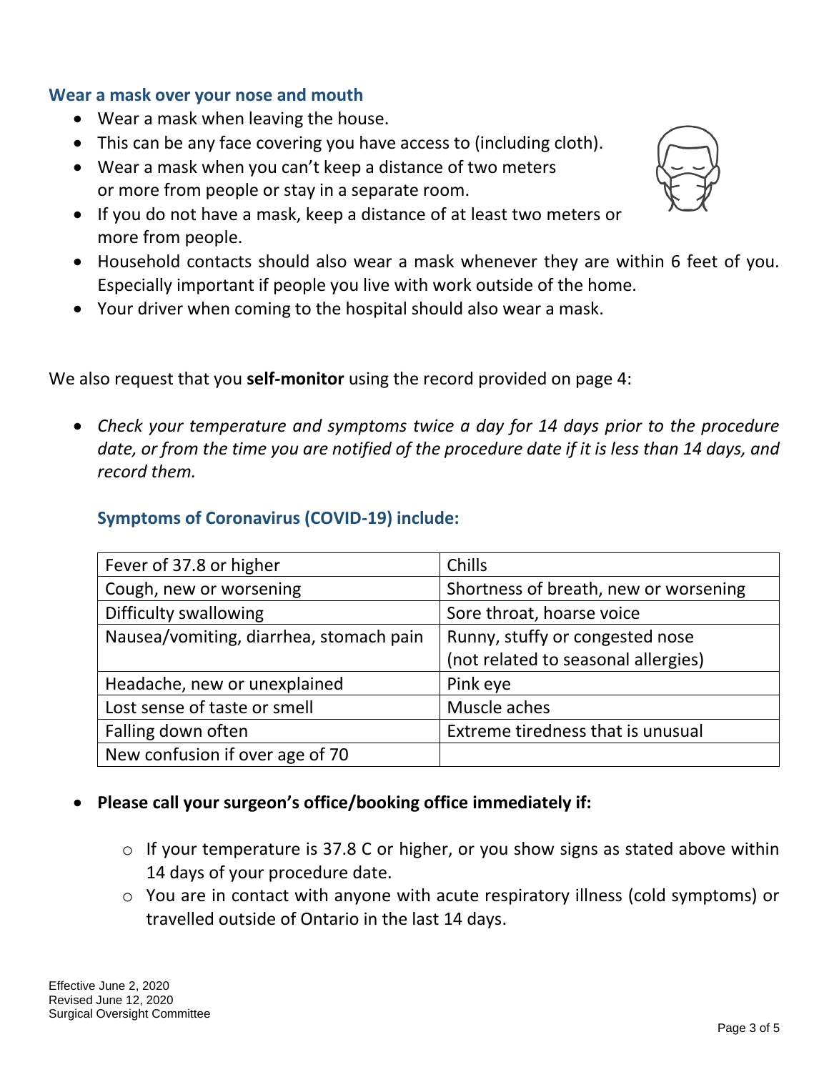### Wear a mask over your nose and mouth

- Wear a mask when leaving the house.
- This can be any face covering you have access to (including cloth).
- Wear a mask when you can't keep a distance of two meters or more from people or stay in a separate room.
- If you do not have a mask, keep a distance of at least two meters or more from people.
- Household contacts should also wear a mask whenever they are within 6 feet of you. Especially important if people you live with work outside of the home.
- Your driver when coming to the hospital should also wear a mask.

We also request that you **self-monitor** using the record provided on page 4:

- *Check your temperature and symptoms twice a day for 14 days prior to the procedure date, or from the time you are notified of the procedure date if it is less than 14 days, and record them.*

### Symptoms of Coronavirus (COVID-19) include:

| | |
|---|---|
| Fever of 37.8 or higher | Chills |
| Cough, new or worsening | Shortness of breath, new or worsening |
| Difficulty swallowing | Sore throat, hoarse voice |
| Nausea/vomiting, diarrhea, stomach pain | Runny, stuffy or congested nose (not related to seasonal allergies) |
| Headache, new or unexplained | Pink eye |
| Lost sense of taste or smell | Muscle aches |
| Falling down often | Extreme tiredness that is unusual |
| New confusion if over age of 70 | |

- **Please call your surgeon's office/booking office immediately if:**
  - If your temperature is 37.8 C or higher, or you show signs as stated above within 14 days of your procedure date.
  - You are in contact with anyone with acute respiratory illness (cold symptoms) or travelled outside of Ontario in the last 14 days.

Effective June 2, 2020
Revised June 12, 2020
Surgical Oversight Committee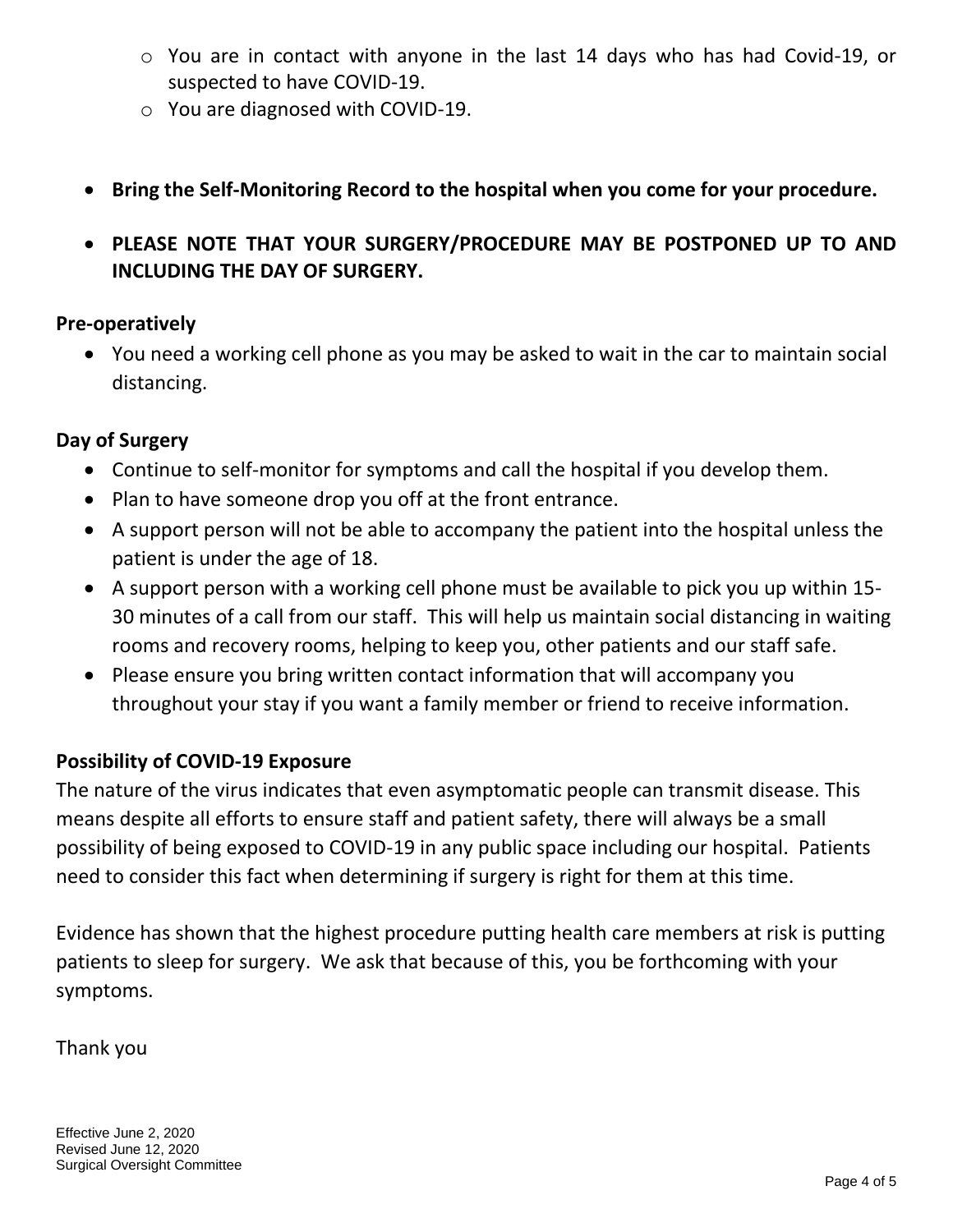- You are in contact with anyone in the last 14 days who has had Covid-19, or suspected to have COVID-19.
- You are diagnosed with COVID-19.

- **Bring the Self-Monitoring Record to the hospital when you come for your procedure.**
- **PLEASE NOTE THAT YOUR SURGERY/PROCEDURE MAY BE POSTPONED UP TO AND INCLUDING THE DAY OF SURGERY.**

**Pre-operatively**

- You need a working cell phone as you may be asked to wait in the car to maintain social distancing.

**Day of Surgery**

- Continue to self-monitor for symptoms and call the hospital if you develop them.
- Plan to have someone drop you off at the front entrance.
- A support person will not be able to accompany the patient into the hospital unless the patient is under the age of 18.
- A support person with a working cell phone must be available to pick you up within 15-30 minutes of a call from our staff. This will help us maintain social distancing in waiting rooms and recovery rooms, helping to keep you, other patients and our staff safe.
- Please ensure you bring written contact information that will accompany you throughout your stay if you want a family member or friend to receive information.

**Possibility of COVID-19 Exposure**

The nature of the virus indicates that even asymptomatic people can transmit disease. This means despite all efforts to ensure staff and patient safety, there will always be a small possibility of being exposed to COVID-19 in any public space including our hospital. Patients need to consider this fact when determining if surgery is right for them at this time.

Evidence has shown that the highest procedure putting health care members at risk is putting patients to sleep for surgery. We ask that because of this, you be forthcoming with your symptoms.

Thank you

Effective June 2, 2020
Revised June 12, 2020
Surgical Oversight Committee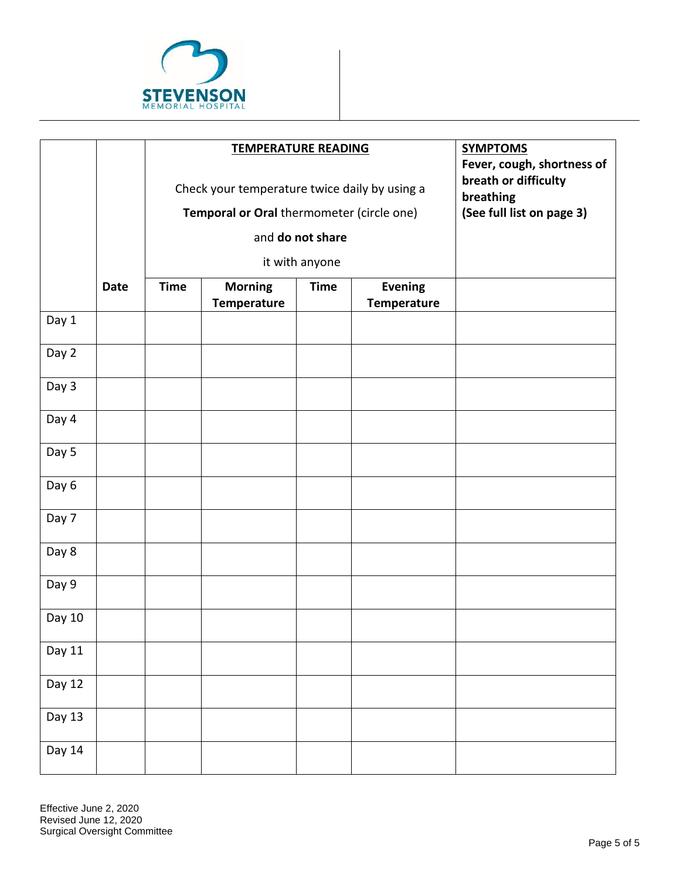STEVENSON
MEMORIAL HOSPITAL

| | | **TEMPERATURE READING**<br><br>Check your temperature twice daily by using a **Temporal or Oral** thermometer (circle one) and **do not share** it with anyone | | | | **SYMPTOMS**<br>**Fever, cough, shortness of breath or difficulty breathing**<br>**(See full list on page 3)** |
|---|---|---|---|---|---|---|
| | **Date** | **Time** | **Morning Temperature** | **Time** | **Evening Temperature** | |
| Day 1 | | | | | | |
| Day 2 | | | | | | |
| Day 3 | | | | | | |
| Day 4 | | | | | | |
| Day 5 | | | | | | |
| Day 6 | | | | | | |
| Day 7 | | | | | | |
| Day 8 | | | | | | |
| Day 9 | | | | | | |
| Day 10 | | | | | | |
| Day 11 | | | | | | |
| Day 12 | | | | | | |
| Day 13 | | | | | | |
| Day 14 | | | | | | |

Effective June 2, 2020
Revised June 12, 2020
Surgical Oversight Committee